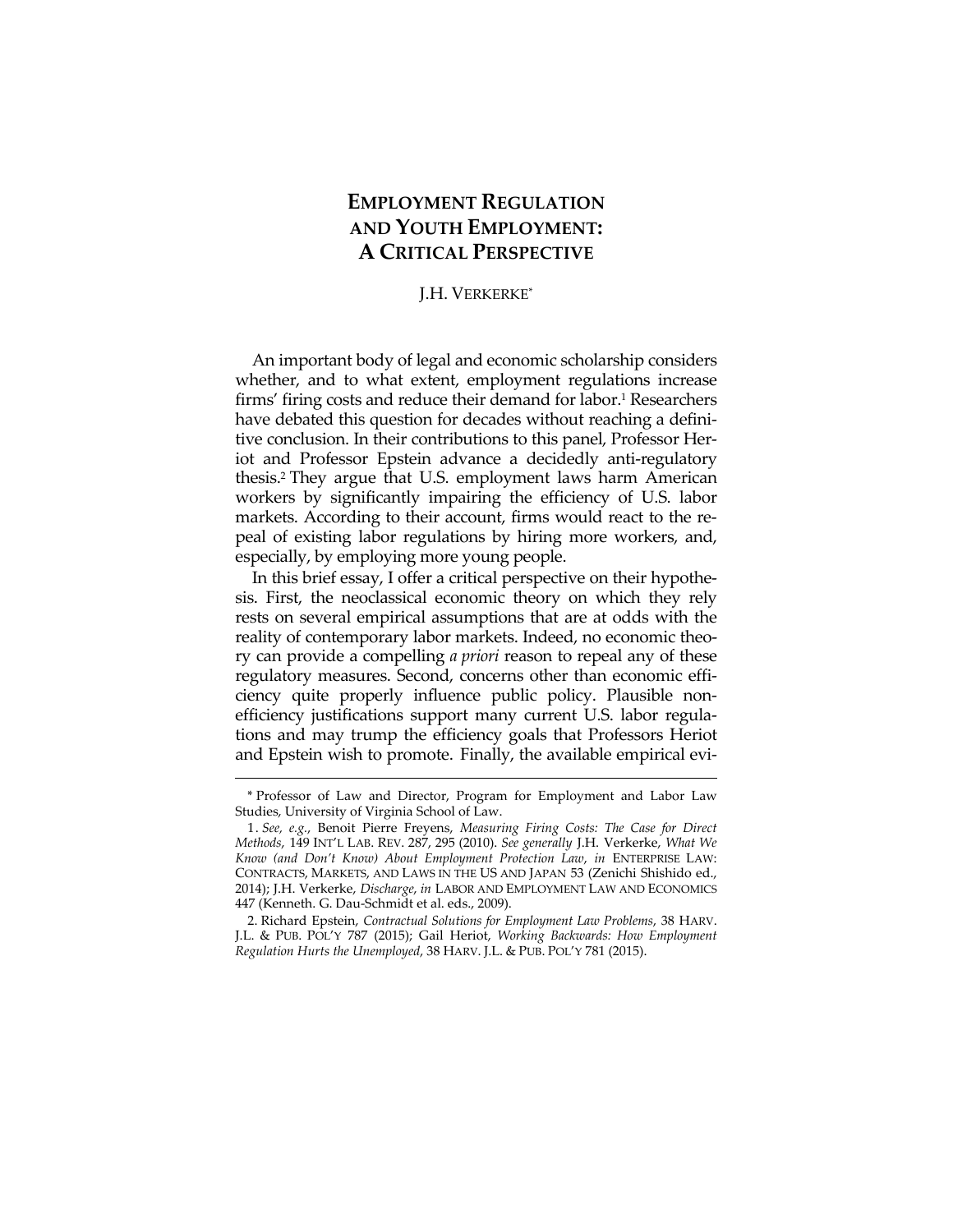# EMPLOYMENT REGULATION AND YOUTH EMPLOYMENT: A CRITICAL PERSPECTIVE

J.H. VERKERKE*

An important body of legal and economic scholarship considers whether, and to what extent, employment regulations increase firms' firing costs and reduce their demand for labor.[1] Researchers have debated this question for decades without reaching a definitive conclusion. In their contributions to this panel, Professor Heriot and Professor Epstein advance a decidedly anti-regulatory thesis.[2] They argue that U.S. employment laws harm American workers by significantly impairing the efficiency of U.S. labor markets. According to their account, firms would react to the repeal of existing labor regulations by hiring more workers, and, especially, by employing more young people.

In this brief essay, I offer a critical perspective on their hypothesis. First, the neoclassical economic theory on which they rely rests on several empirical assumptions that are at odds with the reality of contemporary labor markets. Indeed, no economic theory can provide a compelling *a priori* reason to repeal any of these regulatory measures. Second, concerns other than economic efficiency quite properly influence public policy. Plausible non-efficiency justifications support many current U.S. labor regulations and may trump the efficiency goals that Professors Heriot and Epstein wish to promote. Finally, the available empirical evi-

---

\* Professor of Law and Director, Program for Employment and Labor Law Studies, University of Virginia School of Law.

1. *See, e.g.*, Benoit Pierre Freyens, *Measuring Firing Costs: The Case for Direct Methods*, 149 INT'L LAB. REV. 287, 295 (2010). *See generally* J.H. Verkerke, *What We Know (and Don't Know) About Employment Protection Law*, *in* ENTERPRISE LAW: CONTRACTS, MARKETS, AND LAWS IN THE US AND JAPAN 53 (Zenichi Shishido ed., 2014); J.H. Verkerke, *Discharge*, *in* LABOR AND EMPLOYMENT LAW AND ECONOMICS 447 (Kenneth. G. Dau-Schmidt et al. eds., 2009).

2. Richard Epstein, *Contractual Solutions for Employment Law Problems*, 38 HARV. J.L. & PUB. POL'Y 787 (2015); Gail Heriot, *Working Backwards: How Employment Regulation Hurts the Unemployed*, 38 HARV. J.L. & PUB. POL'Y 781 (2015).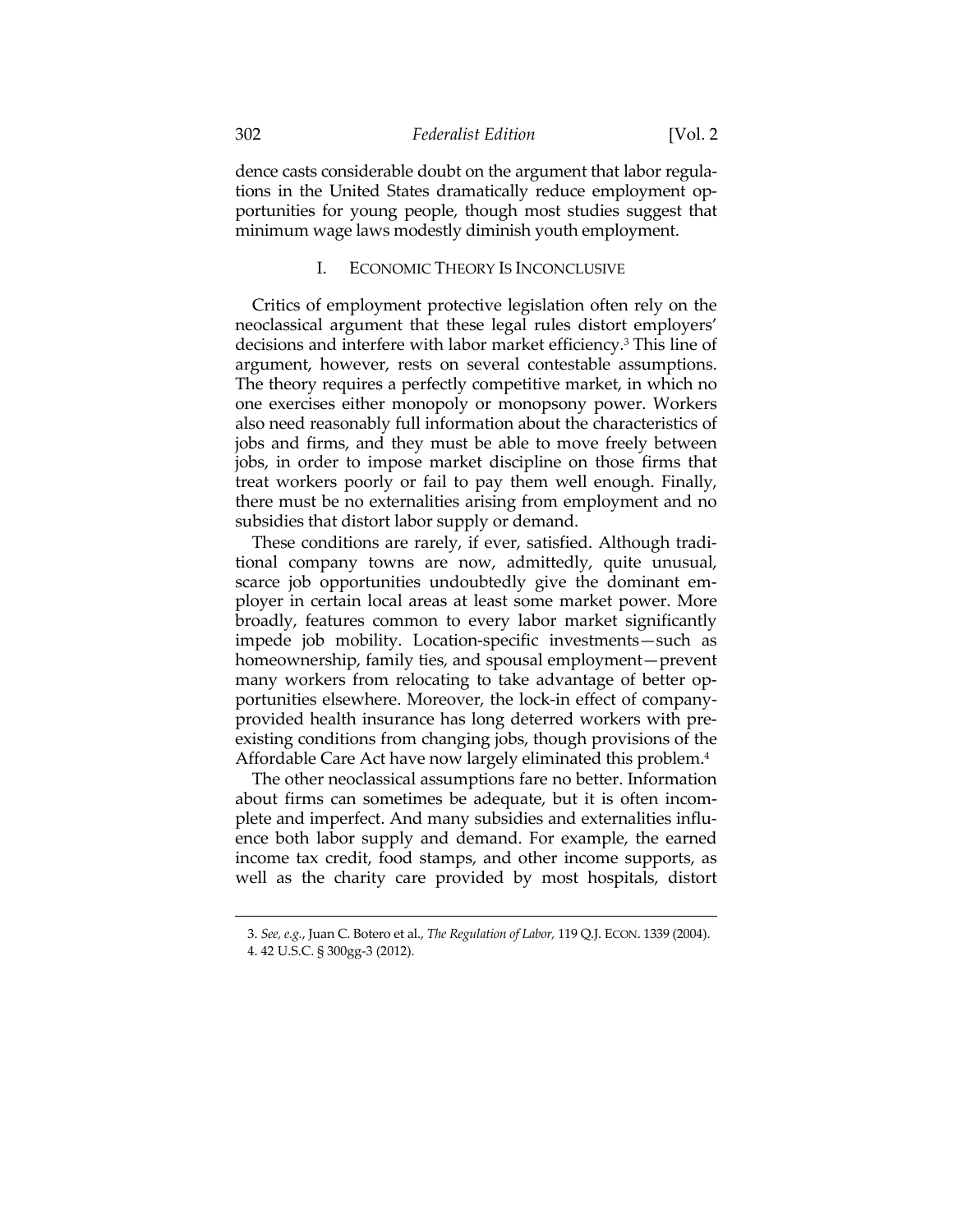dence casts considerable doubt on the argument that labor regulations in the United States dramatically reduce employment opportunities for young people, though most studies suggest that minimum wage laws modestly diminish youth employment.

## I. ECONOMIC THEORY IS INCONCLUSIVE

Critics of employment protective legislation often rely on the neoclassical argument that these legal rules distort employers' decisions and interfere with labor market efficiency.[3] This line of argument, however, rests on several contestable assumptions. The theory requires a perfectly competitive market, in which no one exercises either monopoly or monopsony power. Workers also need reasonably full information about the characteristics of jobs and firms, and they must be able to move freely between jobs, in order to impose market discipline on those firms that treat workers poorly or fail to pay them well enough. Finally, there must be no externalities arising from employment and no subsidies that distort labor supply or demand.

These conditions are rarely, if ever, satisfied. Although traditional company towns are now, admittedly, quite unusual, scarce job opportunities undoubtedly give the dominant employer in certain local areas at least some market power. More broadly, features common to every labor market significantly impede job mobility. Location-specific investments—such as homeownership, family ties, and spousal employment—prevent many workers from relocating to take advantage of better opportunities elsewhere. Moreover, the lock-in effect of company-provided health insurance has long deterred workers with preexisting conditions from changing jobs, though provisions of the Affordable Care Act have now largely eliminated this problem.[4]

The other neoclassical assumptions fare no better. Information about firms can sometimes be adequate, but it is often incomplete and imperfect. And many subsidies and externalities influence both labor supply and demand. For example, the earned income tax credit, food stamps, and other income supports, as well as the charity care provided by most hospitals, distort

---

3. *See, e.g.*, Juan C. Botero et al., *The Regulation of Labor,* 119 Q.J. ECON. 1339 (2004).

4. 42 U.S.C. § 300gg-3 (2012).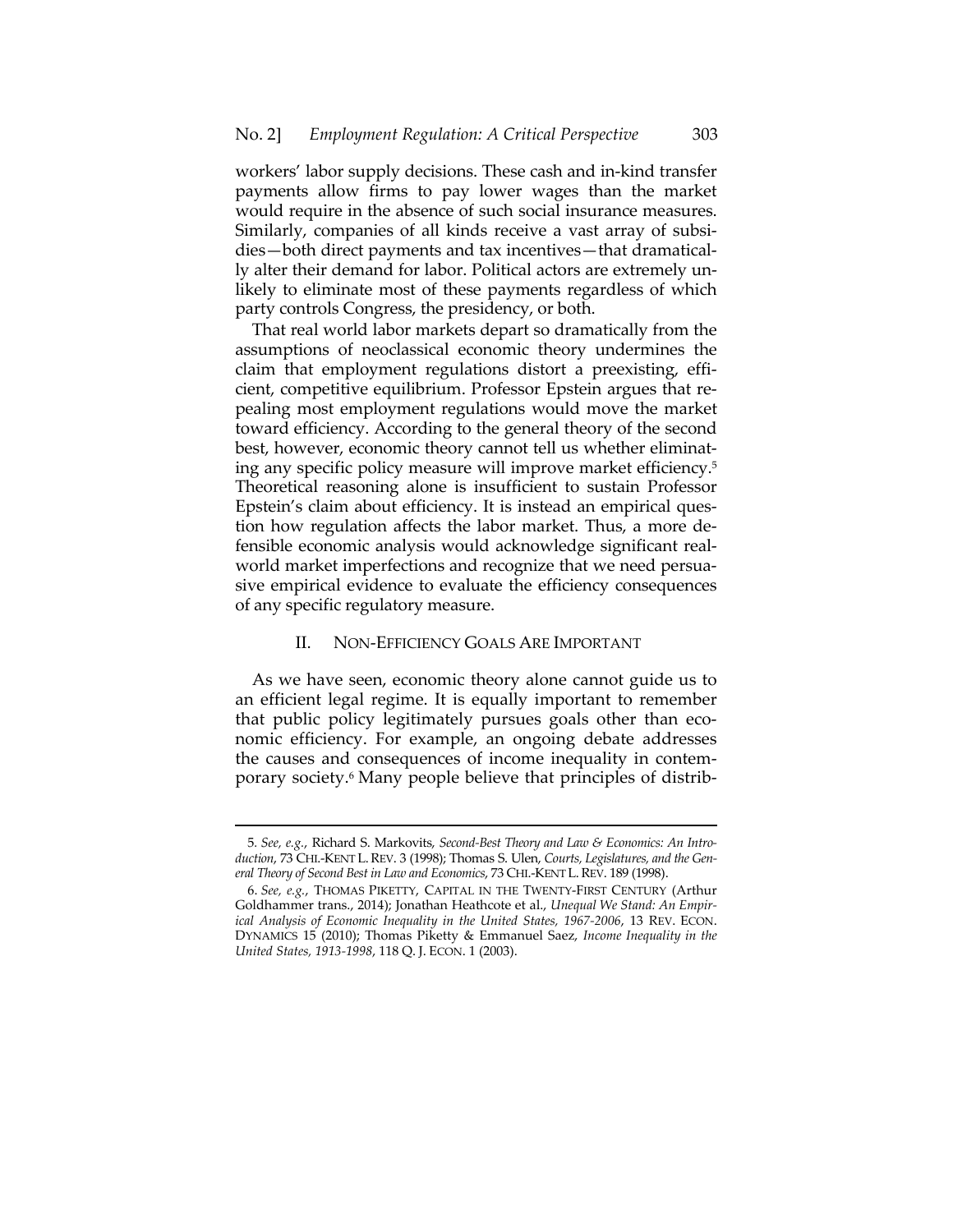workers' labor supply decisions. These cash and in-kind transfer payments allow firms to pay lower wages than the market would require in the absence of such social insurance measures. Similarly, companies of all kinds receive a vast array of subsidies—both direct payments and tax incentives—that dramatically alter their demand for labor. Political actors are extremely unlikely to eliminate most of these payments regardless of which party controls Congress, the presidency, or both.

That real world labor markets depart so dramatically from the assumptions of neoclassical economic theory undermines the claim that employment regulations distort a preexisting, efficient, competitive equilibrium. Professor Epstein argues that repealing most employment regulations would move the market toward efficiency. According to the general theory of the second best, however, economic theory cannot tell us whether eliminating any specific policy measure will improve market efficiency.[5] Theoretical reasoning alone is insufficient to sustain Professor Epstein's claim about efficiency. It is instead an empirical question how regulation affects the labor market. Thus, a more defensible economic analysis would acknowledge significant real-world market imperfections and recognize that we need persuasive empirical evidence to evaluate the efficiency consequences of any specific regulatory measure.

## II. NON-EFFICIENCY GOALS ARE IMPORTANT

As we have seen, economic theory alone cannot guide us to an efficient legal regime. It is equally important to remember that public policy legitimately pursues goals other than economic efficiency. For example, an ongoing debate addresses the causes and consequences of income inequality in contemporary society.[6] Many people believe that principles of distrib-

---

5. *See, e.g.*, Richard S. Markovits, *Second-Best Theory and Law & Economics: An Introduction*, 73 CHI.-KENT L. REV. 3 (1998); Thomas S. Ulen, *Courts, Legislatures, and the General Theory of Second Best in Law and Economics*, 73 CHI.-KENT L. REV. 189 (1998).

6. *See, e.g.*, THOMAS PIKETTY, CAPITAL IN THE TWENTY-FIRST CENTURY (Arthur Goldhammer trans., 2014); Jonathan Heathcote et al., *Unequal We Stand: An Empirical Analysis of Economic Inequality in the United States, 1967-2006*, 13 REV. ECON. DYNAMICS 15 (2010); Thomas Piketty & Emmanuel Saez, *Income Inequality in the United States, 1913-1998*, 118 Q. J. ECON. 1 (2003).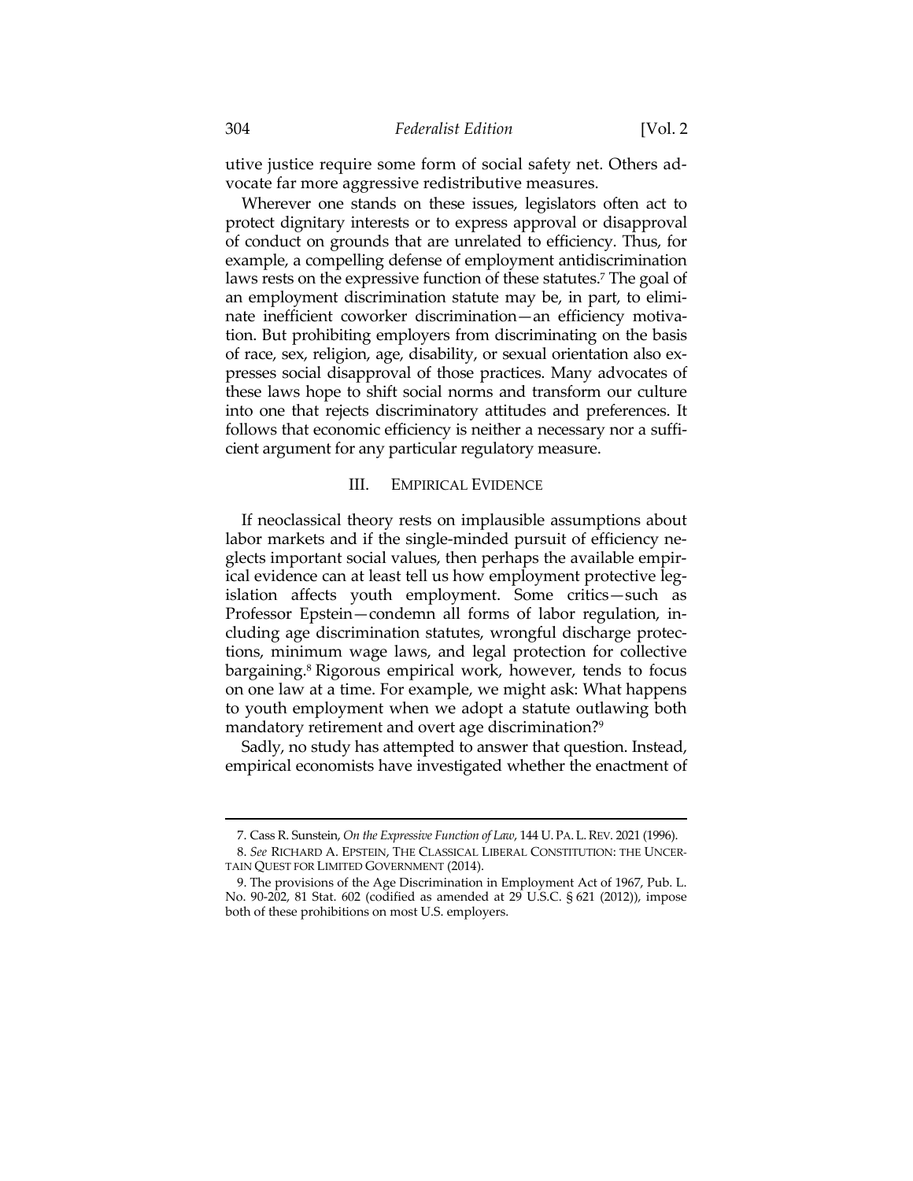utive justice require some form of social safety net. Others advocate far more aggressive redistributive measures.

Wherever one stands on these issues, legislators often act to protect dignitary interests or to express approval or disapproval of conduct on grounds that are unrelated to efficiency. Thus, for example, a compelling defense of employment antidiscrimination laws rests on the expressive function of these statutes.[7] The goal of an employment discrimination statute may be, in part, to eliminate inefficient coworker discrimination—an efficiency motivation. But prohibiting employers from discriminating on the basis of race, sex, religion, age, disability, or sexual orientation also expresses social disapproval of those practices. Many advocates of these laws hope to shift social norms and transform our culture into one that rejects discriminatory attitudes and preferences. It follows that economic efficiency is neither a necessary nor a sufficient argument for any particular regulatory measure.

## III. EMPIRICAL EVIDENCE

If neoclassical theory rests on implausible assumptions about labor markets and if the single-minded pursuit of efficiency neglects important social values, then perhaps the available empirical evidence can at least tell us how employment protective legislation affects youth employment. Some critics—such as Professor Epstein—condemn all forms of labor regulation, including age discrimination statutes, wrongful discharge protections, minimum wage laws, and legal protection for collective bargaining.[8] Rigorous empirical work, however, tends to focus on one law at a time. For example, we might ask: What happens to youth employment when we adopt a statute outlawing both mandatory retirement and overt age discrimination?[9]

Sadly, no study has attempted to answer that question. Instead, empirical economists have investigated whether the enactment of

---

7. Cass R. Sunstein, *On the Expressive Function of Law*, 144 U. PA. L. REV. 2021 (1996).

8. *See* RICHARD A. EPSTEIN, THE CLASSICAL LIBERAL CONSTITUTION: THE UNCERTAIN QUEST FOR LIMITED GOVERNMENT (2014).

9. The provisions of the Age Discrimination in Employment Act of 1967, Pub. L. No. 90-202, 81 Stat. 602 (codified as amended at 29 U.S.C. § 621 (2012)), impose both of these prohibitions on most U.S. employers.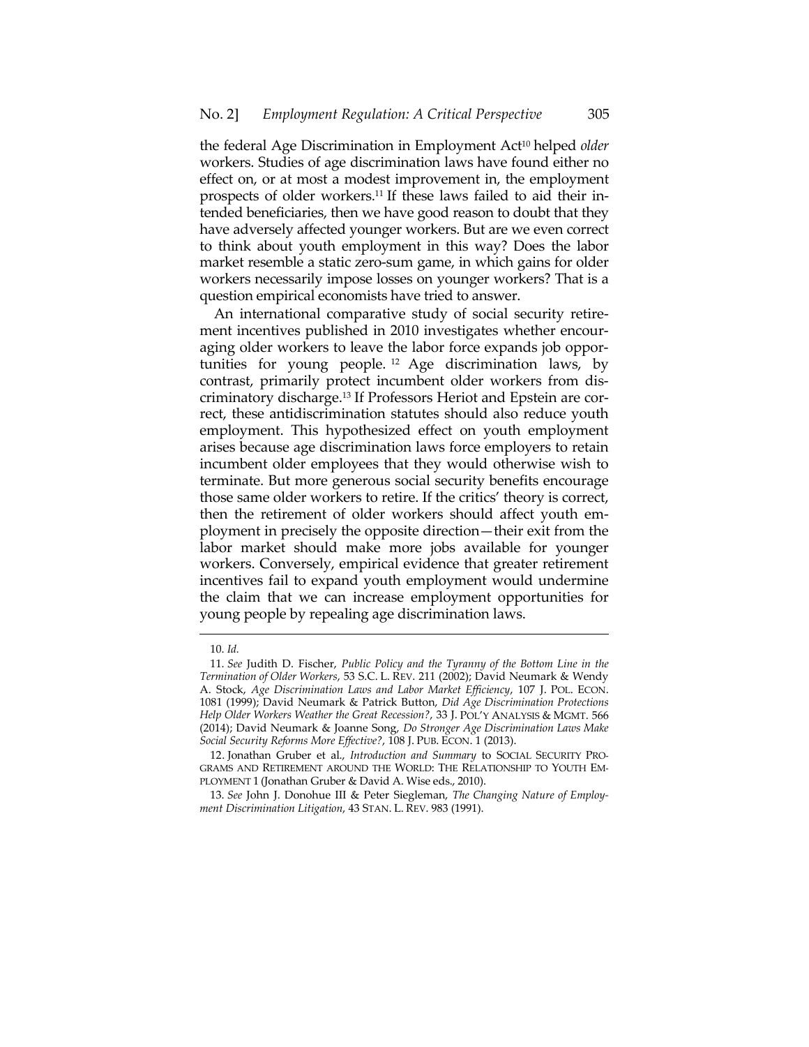the federal Age Discrimination in Employment Act[10] helped *older* workers. Studies of age discrimination laws have found either no effect on, or at most a modest improvement in, the employment prospects of older workers.[11] If these laws failed to aid their intended beneficiaries, then we have good reason to doubt that they have adversely affected younger workers. But are we even correct to think about youth employment in this way? Does the labor market resemble a static zero-sum game, in which gains for older workers necessarily impose losses on younger workers? That is a question empirical economists have tried to answer.

An international comparative study of social security retirement incentives published in 2010 investigates whether encouraging older workers to leave the labor force expands job opportunities for young people.[12] Age discrimination laws, by contrast, primarily protect incumbent older workers from discriminatory discharge.[13] If Professors Heriot and Epstein are correct, these antidiscrimination statutes should also reduce youth employment. This hypothesized effect on youth employment arises because age discrimination laws force employers to retain incumbent older employees that they would otherwise wish to terminate. But more generous social security benefits encourage those same older workers to retire. If the critics' theory is correct, then the retirement of older workers should affect youth employment in precisely the opposite direction—their exit from the labor market should make more jobs available for younger workers. Conversely, empirical evidence that greater retirement incentives fail to expand youth employment would undermine the claim that we can increase employment opportunities for young people by repealing age discrimination laws.

---

10. *Id.*

11. *See* Judith D. Fischer, *Public Policy and the Tyranny of the Bottom Line in the Termination of Older Workers*, 53 S.C. L. REV. 211 (2002); David Neumark & Wendy A. Stock, *Age Discrimination Laws and Labor Market Efficiency*, 107 J. POL. ECON. 1081 (1999); David Neumark & Patrick Button, *Did Age Discrimination Protections Help Older Workers Weather the Great Recession?*, 33 J. POL'Y ANALYSIS & MGMT. 566 (2014); David Neumark & Joanne Song, *Do Stronger Age Discrimination Laws Make Social Security Reforms More Effective?*, 108 J. PUB. ECON. 1 (2013).

12. Jonathan Gruber et al., *Introduction and Summary* to SOCIAL SECURITY PROGRAMS AND RETIREMENT AROUND THE WORLD: THE RELATIONSHIP TO YOUTH EMPLOYMENT 1 (Jonathan Gruber & David A. Wise eds., 2010).

13. *See* John J. Donohue III & Peter Siegleman, *The Changing Nature of Employment Discrimination Litigation*, 43 STAN. L. REV. 983 (1991).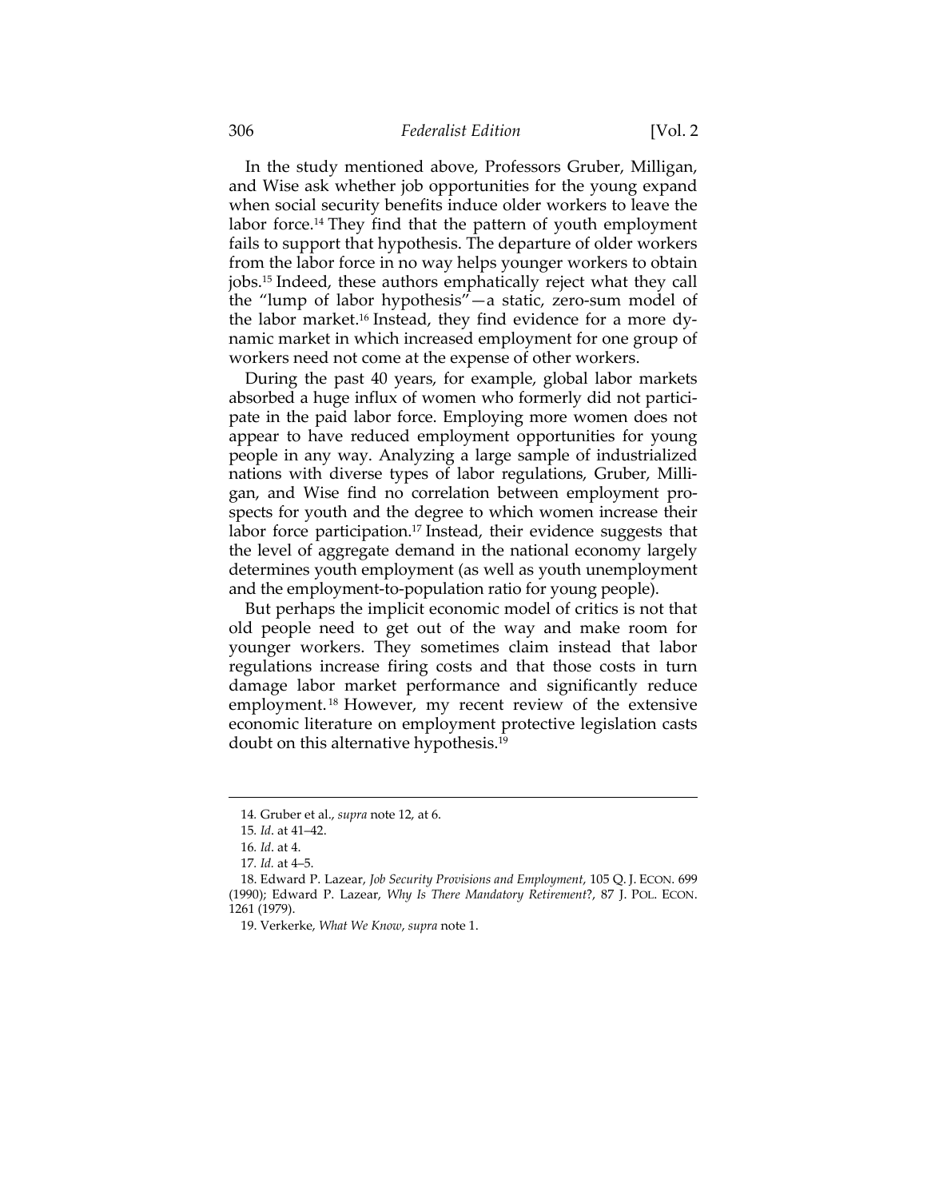In the study mentioned above, Professors Gruber, Milligan, and Wise ask whether job opportunities for the young expand when social security benefits induce older workers to leave the labor force.[14] They find that the pattern of youth employment fails to support that hypothesis. The departure of older workers from the labor force in no way helps younger workers to obtain jobs.[15] Indeed, these authors emphatically reject what they call the "lump of labor hypothesis"—a static, zero-sum model of the labor market.[16] Instead, they find evidence for a more dynamic market in which increased employment for one group of workers need not come at the expense of other workers.

During the past 40 years, for example, global labor markets absorbed a huge influx of women who formerly did not participate in the paid labor force. Employing more women does not appear to have reduced employment opportunities for young people in any way. Analyzing a large sample of industrialized nations with diverse types of labor regulations, Gruber, Milligan, and Wise find no correlation between employment prospects for youth and the degree to which women increase their labor force participation.[17] Instead, their evidence suggests that the level of aggregate demand in the national economy largely determines youth employment (as well as youth unemployment and the employment-to-population ratio for young people).

But perhaps the implicit economic model of critics is not that old people need to get out of the way and make room for younger workers. They sometimes claim instead that labor regulations increase firing costs and that those costs in turn damage labor market performance and significantly reduce employment.[18] However, my recent review of the extensive economic literature on employment protective legislation casts doubt on this alternative hypothesis.[19]

---

14. Gruber et al., *supra* note 12, at 6.

15. *Id*. at 41–42.

16. *Id*. at 4.

17. *Id.* at 4–5.

18. Edward P. Lazear, *Job Security Provisions and Employment*, 105 Q. J. ECON. 699 (1990); Edward P. Lazear, *Why Is There Mandatory Retirement*?, 87 J. POL. ECON. 1261 (1979).

19. Verkerke, *What We Know*, *supra* note 1.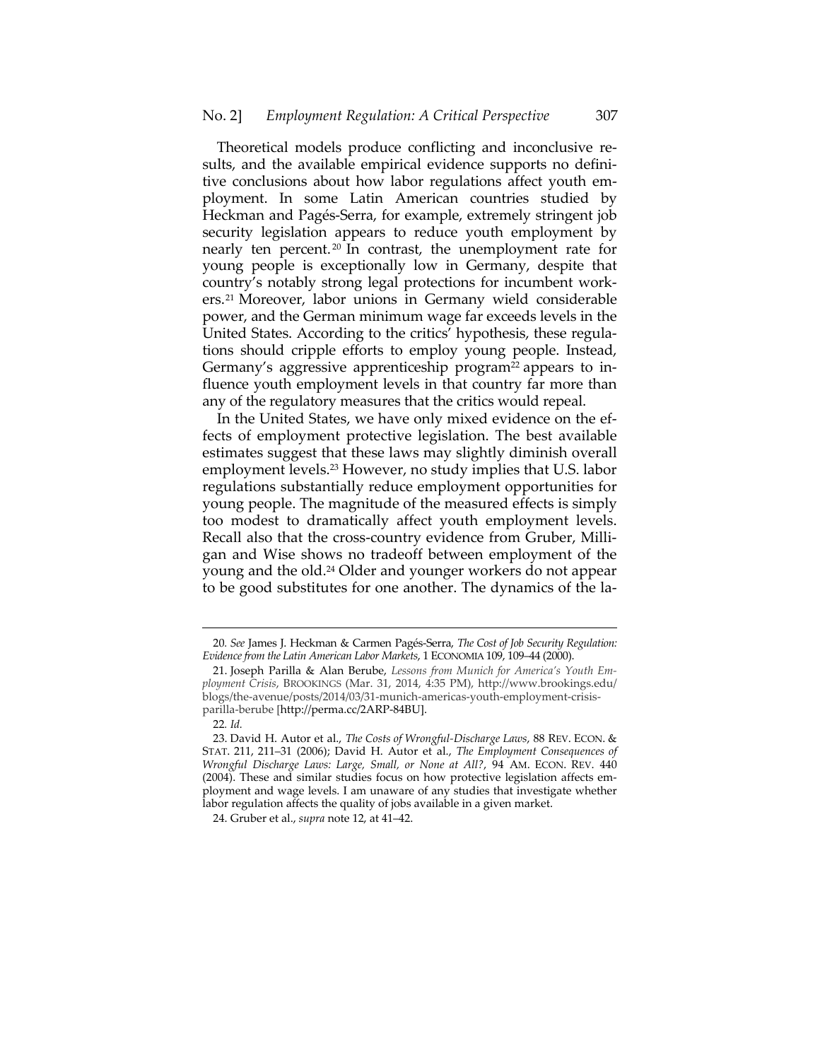Theoretical models produce conflicting and inconclusive results, and the available empirical evidence supports no definitive conclusions about how labor regulations affect youth employment. In some Latin American countries studied by Heckman and Pagés-Serra, for example, extremely stringent job security legislation appears to reduce youth employment by nearly ten percent.[20] In contrast, the unemployment rate for young people is exceptionally low in Germany, despite that country's notably strong legal protections for incumbent workers.[21] Moreover, labor unions in Germany wield considerable power, and the German minimum wage far exceeds levels in the United States. According to the critics' hypothesis, these regulations should cripple efforts to employ young people. Instead, Germany's aggressive apprenticeship program[22] appears to influence youth employment levels in that country far more than any of the regulatory measures that the critics would repeal.

In the United States, we have only mixed evidence on the effects of employment protective legislation. The best available estimates suggest that these laws may slightly diminish overall employment levels.[23] However, no study implies that U.S. labor regulations substantially reduce employment opportunities for young people. The magnitude of the measured effects is simply too modest to dramatically affect youth employment levels. Recall also that the cross-country evidence from Gruber, Milligan and Wise shows no tradeoff between employment of the young and the old.[24] Older and younger workers do not appear to be good substitutes for one another. The dynamics of the la-

---

20. *See* James J. Heckman & Carmen Pagés-Serra, *The Cost of Job Security Regulation: Evidence from the Latin American Labor Markets*, 1 ECONOMIA 109, 109–44 (2000).

21. Joseph Parilla & Alan Berube, *Lessons from Munich for America's Youth Employment Crisis*, BROOKINGS (Mar. 31, 2014, 4:35 PM), http://www.brookings.edu/blogs/the-avenue/posts/2014/03/31-munich-americas-youth-employment-crisis-parilla-berube [http://perma.cc/2ARP-84BU].

22. *Id.*

23. David H. Autor et al., *The Costs of Wrongful-Discharge Laws*, 88 REV. ECON. & STAT. 211, 211–31 (2006); David H. Autor et al., *The Employment Consequences of Wrongful Discharge Laws: Large, Small, or None at All?*, 94 AM. ECON. REV. 440 (2004). These and similar studies focus on how protective legislation affects employment and wage levels. I am unaware of any studies that investigate whether labor regulation affects the quality of jobs available in a given market.

24. Gruber et al., *supra* note 12, at 41–42.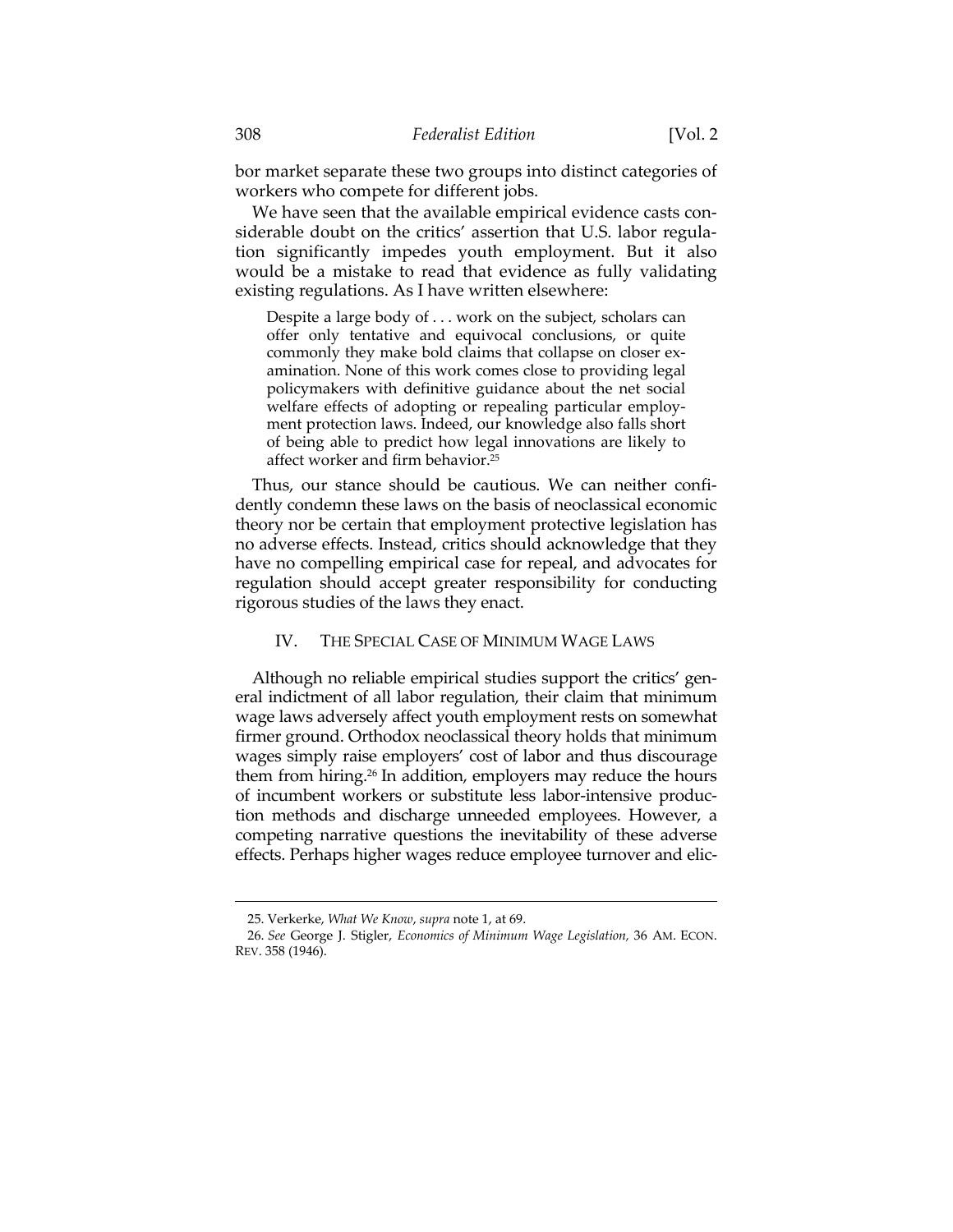bor market separate these two groups into distinct categories of workers who compete for different jobs.

We have seen that the available empirical evidence casts considerable doubt on the critics' assertion that U.S. labor regulation significantly impedes youth employment. But it also would be a mistake to read that evidence as fully validating existing regulations. As I have written elsewhere:

> Despite a large body of . . . work on the subject, scholars can offer only tentative and equivocal conclusions, or quite commonly they make bold claims that collapse on closer examination. None of this work comes close to providing legal policymakers with definitive guidance about the net social welfare effects of adopting or repealing particular employment protection laws. Indeed, our knowledge also falls short of being able to predict how legal innovations are likely to affect worker and firm behavior.[25]

Thus, our stance should be cautious. We can neither confidently condemn these laws on the basis of neoclassical economic theory nor be certain that employment protective legislation has no adverse effects. Instead, critics should acknowledge that they have no compelling empirical case for repeal, and advocates for regulation should accept greater responsibility for conducting rigorous studies of the laws they enact.

## IV. THE SPECIAL CASE OF MINIMUM WAGE LAWS

Although no reliable empirical studies support the critics' general indictment of all labor regulation, their claim that minimum wage laws adversely affect youth employment rests on somewhat firmer ground. Orthodox neoclassical theory holds that minimum wages simply raise employers' cost of labor and thus discourage them from hiring.[26] In addition, employers may reduce the hours of incumbent workers or substitute less labor-intensive production methods and discharge unneeded employees. However, a competing narrative questions the inevitability of these adverse effects. Perhaps higher wages reduce employee turnover and elic-

---

25. Verkerke, *What We Know*, *supra* note 1, at 69.

26. *See* George J. Stigler, *Economics of Minimum Wage Legislation,* 36 AM. ECON. REV. 358 (1946).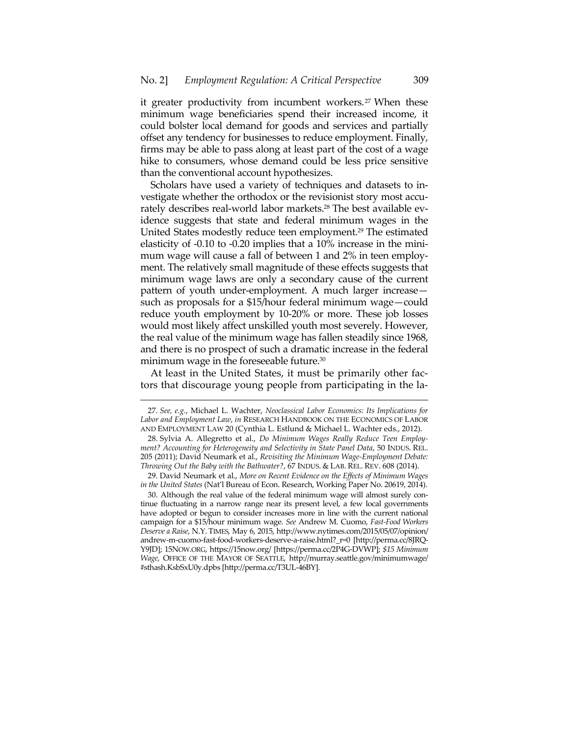it greater productivity from incumbent workers.[27] When these minimum wage beneficiaries spend their increased income, it could bolster local demand for goods and services and partially offset any tendency for businesses to reduce employment. Finally, firms may be able to pass along at least part of the cost of a wage hike to consumers, whose demand could be less price sensitive than the conventional account hypothesizes.

Scholars have used a variety of techniques and datasets to investigate whether the orthodox or the revisionist story most accurately describes real-world labor markets.[28] The best available evidence suggests that state and federal minimum wages in the United States modestly reduce teen employment.[29] The estimated elasticity of -0.10 to -0.20 implies that a 10% increase in the minimum wage will cause a fall of between 1 and 2% in teen employment. The relatively small magnitude of these effects suggests that minimum wage laws are only a secondary cause of the current pattern of youth under-employment. A much larger increase—such as proposals for a $15/hour federal minimum wage—could reduce youth employment by 10-20% or more. These job losses would most likely affect unskilled youth most severely. However, the real value of the minimum wage has fallen steadily since 1968, and there is no prospect of such a dramatic increase in the federal minimum wage in the foreseeable future.[30]

At least in the United States, it must be primarily other factors that discourage young people from participating in the la-

---

27. *See, e.g.*, Michael L. Wachter, *Neoclassical Labor Economics: Its Implications for Labor and Employment Law*, *in* RESEARCH HANDBOOK ON THE ECONOMICS OF LABOR AND EMPLOYMENT LAW 20 (Cynthia L. Estlund & Michael L. Wachter eds., 2012).

28. Sylvia A. Allegretto et al., *Do Minimum Wages Really Reduce Teen Employment? Accounting for Heterogeneity and Selectivity in State Panel Data*, 50 INDUS. REL. 205 (2011); David Neumark et al., *Revisiting the Minimum Wage-Employment Debate: Throwing Out the Baby with the Bathwater?*, 67 INDUS. & LAB. REL. REV. 608 (2014).

29. David Neumark et al., *More on Recent Evidence on the Effects of Minimum Wages in the United States* (Nat'l Bureau of Econ. Research, Working Paper No. 20619, 2014).

30. Although the real value of the federal minimum wage will almost surely continue fluctuating in a narrow range near its present level, a few local governments have adopted or begun to consider increases more in line with the current national campaign for a $15/hour minimum wage. *See* Andrew M. Cuomo, *Fast-Food Workers Deserve a Raise*, N.Y. TIMES, May 6, 2015, http://www.nytimes.com/2015/05/07/opinion/andrew-m-cuomo-fast-food-workers-deserve-a-raise.html?_r=0 [http://perma.cc/8JRQ-Y9JD]; 15NOW.ORG, https://15now.org/ [https://perma.cc/2P4G-DVWP]; *$15 Minimum Wage*, OFFICE OF THE MAYOR OF SEATTLE, http://murray.seattle.gov/minimumwage/#sthash.KsbSxU0y.dpbs [http://perma.cc/T3UL-46BY].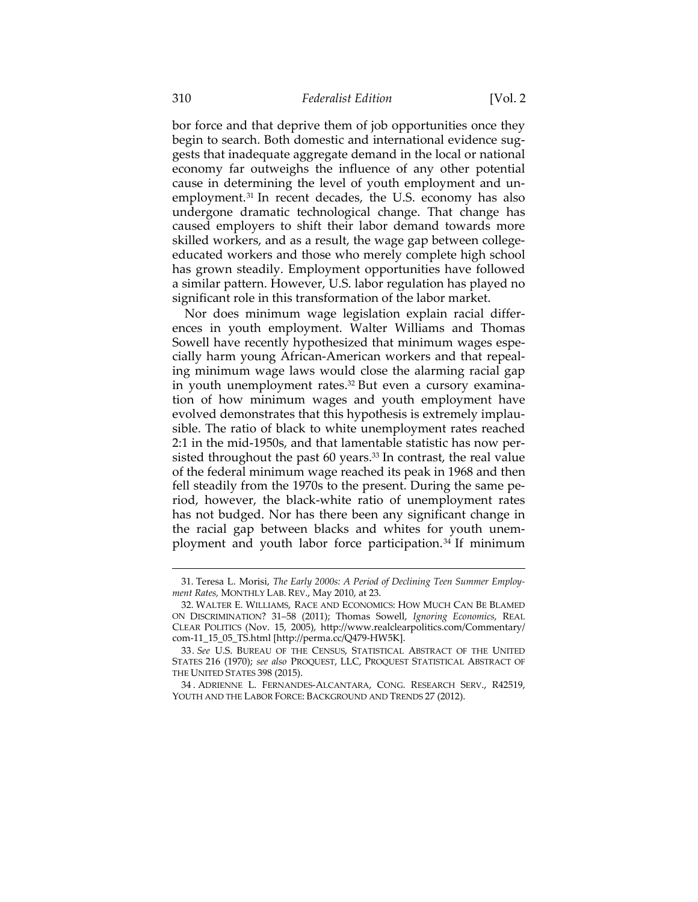bor force and that deprive them of job opportunities once they begin to search. Both domestic and international evidence suggests that inadequate aggregate demand in the local or national economy far outweighs the influence of any other potential cause in determining the level of youth employment and unemployment.[31] In recent decades, the U.S. economy has also undergone dramatic technological change. That change has caused employers to shift their labor demand towards more skilled workers, and as a result, the wage gap between college-educated workers and those who merely complete high school has grown steadily. Employment opportunities have followed a similar pattern. However, U.S. labor regulation has played no significant role in this transformation of the labor market.

Nor does minimum wage legislation explain racial differences in youth employment. Walter Williams and Thomas Sowell have recently hypothesized that minimum wages especially harm young African-American workers and that repealing minimum wage laws would close the alarming racial gap in youth unemployment rates.[32] But even a cursory examination of how minimum wages and youth employment have evolved demonstrates that this hypothesis is extremely implausible. The ratio of black to white unemployment rates reached 2:1 in the mid-1950s, and that lamentable statistic has now persisted throughout the past 60 years.[33] In contrast, the real value of the federal minimum wage reached its peak in 1968 and then fell steadily from the 1970s to the present. During the same period, however, the black-white ratio of unemployment rates has not budged. Nor has there been any significant change in the racial gap between blacks and whites for youth unemployment and youth labor force participation.[34] If minimum

---

31. Teresa L. Morisi, *The Early 2000s: A Period of Declining Teen Summer Employment Rates*, MONTHLY LAB. REV., May 2010, at 23.

32. WALTER E. WILLIAMS, RACE AND ECONOMICS: HOW MUCH CAN BE BLAMED ON DISCRIMINATION? 31–58 (2011); Thomas Sowell, *Ignoring Economics*, REAL CLEAR POLITICS (Nov. 15, 2005), http://www.realclearpolitics.com/Commentary/com-11_15_05_TS.html [http://perma.cc/Q479-HW5K].

33. *See* U.S. BUREAU OF THE CENSUS, STATISTICAL ABSTRACT OF THE UNITED STATES 216 (1970); *see also* PROQUEST, LLC, PROQUEST STATISTICAL ABSTRACT OF THE UNITED STATES 398 (2015).

34. ADRIENNE L. FERNANDES-ALCANTARA, CONG. RESEARCH SERV., R42519, YOUTH AND THE LABOR FORCE: BACKGROUND AND TRENDS 27 (2012).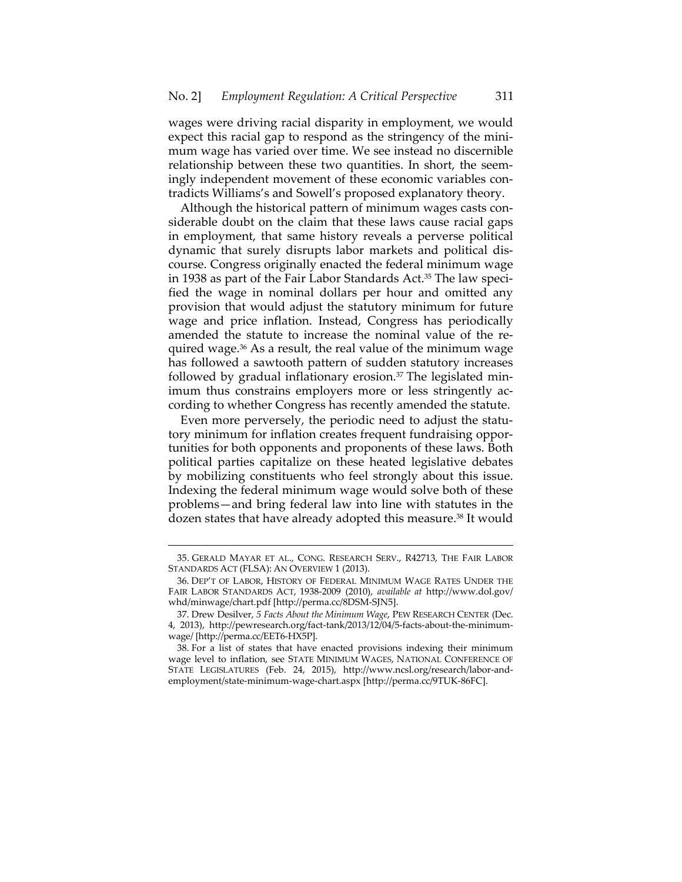wages were driving racial disparity in employment, we would expect this racial gap to respond as the stringency of the minimum wage has varied over time. We see instead no discernible relationship between these two quantities. In short, the seemingly independent movement of these economic variables contradicts Williams's and Sowell's proposed explanatory theory.

Although the historical pattern of minimum wages casts considerable doubt on the claim that these laws cause racial gaps in employment, that same history reveals a perverse political dynamic that surely disrupts labor markets and political discourse. Congress originally enacted the federal minimum wage in 1938 as part of the Fair Labor Standards Act.[35] The law specified the wage in nominal dollars per hour and omitted any provision that would adjust the statutory minimum for future wage and price inflation. Instead, Congress has periodically amended the statute to increase the nominal value of the required wage.[36] As a result, the real value of the minimum wage has followed a sawtooth pattern of sudden statutory increases followed by gradual inflationary erosion.[37] The legislated minimum thus constrains employers more or less stringently according to whether Congress has recently amended the statute.

Even more perversely, the periodic need to adjust the statutory minimum for inflation creates frequent fundraising opportunities for both opponents and proponents of these laws. Both political parties capitalize on these heated legislative debates by mobilizing constituents who feel strongly about this issue. Indexing the federal minimum wage would solve both of these problems—and bring federal law into line with statutes in the dozen states that have already adopted this measure.[38] It would

---

35. GERALD MAYAR ET AL., CONG. RESEARCH SERV., R42713, THE FAIR LABOR STANDARDS ACT (FLSA): AN OVERVIEW 1 (2013).

36. DEP'T OF LABOR, HISTORY OF FEDERAL MINIMUM WAGE RATES UNDER THE FAIR LABOR STANDARDS ACT, 1938-2009 (2010), *available at* http://www.dol.gov/whd/minwage/chart.pdf [http://perma.cc/8DSM-SJN5].

37. Drew Desilver, *5 Facts About the Minimum Wage*, PEW RESEARCH CENTER (Dec. 4, 2013), http://pewresearch.org/fact-tank/2013/12/04/5-facts-about-the-minimum-wage/ [http://perma.cc/EET6-HX5P].

38. For a list of states that have enacted provisions indexing their minimum wage level to inflation, see STATE MINIMUM WAGES, NATIONAL CONFERENCE OF STATE LEGISLATURES (Feb. 24, 2015), http://www.ncsl.org/research/labor-and-employment/state-minimum-wage-chart.aspx [http://perma.cc/9TUK-86FC].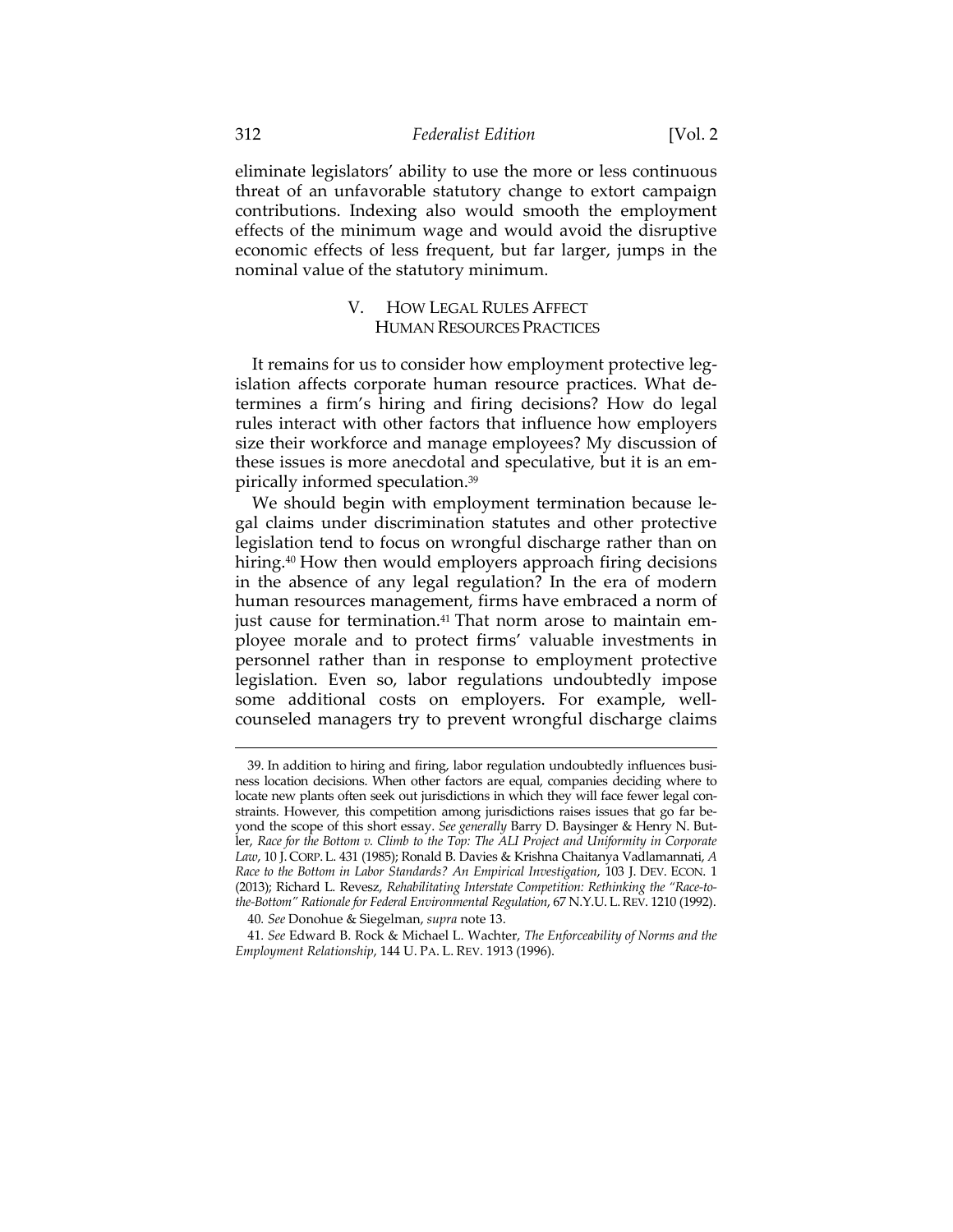eliminate legislators' ability to use the more or less continuous threat of an unfavorable statutory change to extort campaign contributions. Indexing also would smooth the employment effects of the minimum wage and would avoid the disruptive economic effects of less frequent, but far larger, jumps in the nominal value of the statutory minimum.

## V. HOW LEGAL RULES AFFECT HUMAN RESOURCES PRACTICES

It remains for us to consider how employment protective legislation affects corporate human resource practices. What determines a firm's hiring and firing decisions? How do legal rules interact with other factors that influence how employers size their workforce and manage employees? My discussion of these issues is more anecdotal and speculative, but it is an empirically informed speculation.[39]

We should begin with employment termination because legal claims under discrimination statutes and other protective legislation tend to focus on wrongful discharge rather than on hiring.[40] How then would employers approach firing decisions in the absence of any legal regulation? In the era of modern human resources management, firms have embraced a norm of just cause for termination.[41] That norm arose to maintain employee morale and to protect firms' valuable investments in personnel rather than in response to employment protective legislation. Even so, labor regulations undoubtedly impose some additional costs on employers. For example, well-counseled managers try to prevent wrongful discharge claims

---

39. In addition to hiring and firing, labor regulation undoubtedly influences business location decisions. When other factors are equal, companies deciding where to locate new plants often seek out jurisdictions in which they will face fewer legal constraints. However, this competition among jurisdictions raises issues that go far beyond the scope of this short essay. *See generally* Barry D. Baysinger & Henry N. Butler, *Race for the Bottom v. Climb to the Top: The ALI Project and Uniformity in Corporate Law*, 10 J. CORP. L. 431 (1985); Ronald B. Davies & Krishna Chaitanya Vadlamannati, *A Race to the Bottom in Labor Standards? An Empirical Investigation*, 103 J. DEV. ECON. 1 (2013); Richard L. Revesz, *Rehabilitating Interstate Competition: Rethinking the "Race-to-the-Bottom" Rationale for Federal Environmental Regulation*, 67 N.Y.U. L. REV. 1210 (1992).

40. *See* Donohue & Siegelman, *supra* note 13.

41. *See* Edward B. Rock & Michael L. Wachter, *The Enforceability of Norms and the Employment Relationship*, 144 U. PA. L. REV. 1913 (1996).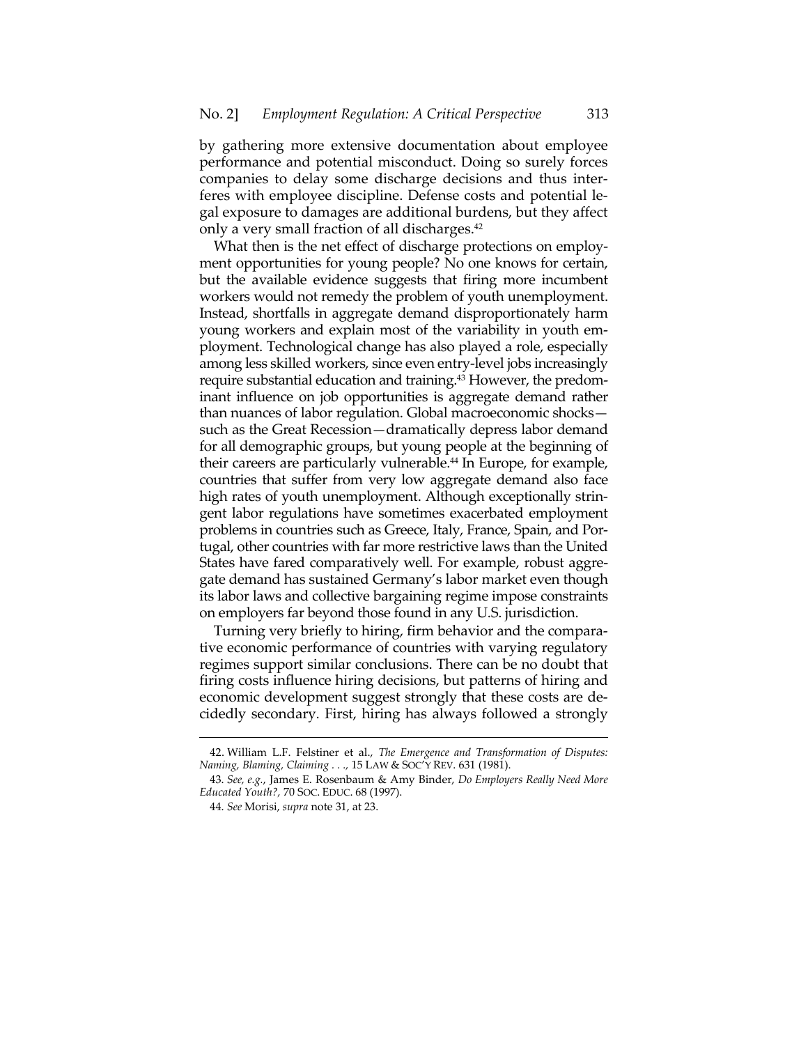by gathering more extensive documentation about employee performance and potential misconduct. Doing so surely forces companies to delay some discharge decisions and thus interferes with employee discipline. Defense costs and potential legal exposure to damages are additional burdens, but they affect only a very small fraction of all discharges.[42]

What then is the net effect of discharge protections on employment opportunities for young people? No one knows for certain, but the available evidence suggests that firing more incumbent workers would not remedy the problem of youth unemployment. Instead, shortfalls in aggregate demand disproportionately harm young workers and explain most of the variability in youth employment. Technological change has also played a role, especially among less skilled workers, since even entry-level jobs increasingly require substantial education and training.[43] However, the predominant influence on job opportunities is aggregate demand rather than nuances of labor regulation. Global macroeconomic shocks—such as the Great Recession—dramatically depress labor demand for all demographic groups, but young people at the beginning of their careers are particularly vulnerable.[44] In Europe, for example, countries that suffer from very low aggregate demand also face high rates of youth unemployment. Although exceptionally stringent labor regulations have sometimes exacerbated employment problems in countries such as Greece, Italy, France, Spain, and Portugal, other countries with far more restrictive laws than the United States have fared comparatively well. For example, robust aggregate demand has sustained Germany's labor market even though its labor laws and collective bargaining regime impose constraints on employers far beyond those found in any U.S. jurisdiction.

Turning very briefly to hiring, firm behavior and the comparative economic performance of countries with varying regulatory regimes support similar conclusions. There can be no doubt that firing costs influence hiring decisions, but patterns of hiring and economic development suggest strongly that these costs are decidedly secondary. First, hiring has always followed a strongly

---

42. William L.F. Felstiner et al., *The Emergence and Transformation of Disputes: Naming, Blaming, Claiming . . .*, 15 LAW & SOC'Y REV. 631 (1981).

43. *See, e.g.*, James E. Rosenbaum & Amy Binder, *Do Employers Really Need More Educated Youth?*, 70 SOC. EDUC. 68 (1997).

44. *See* Morisi, *supra* note 31, at 23.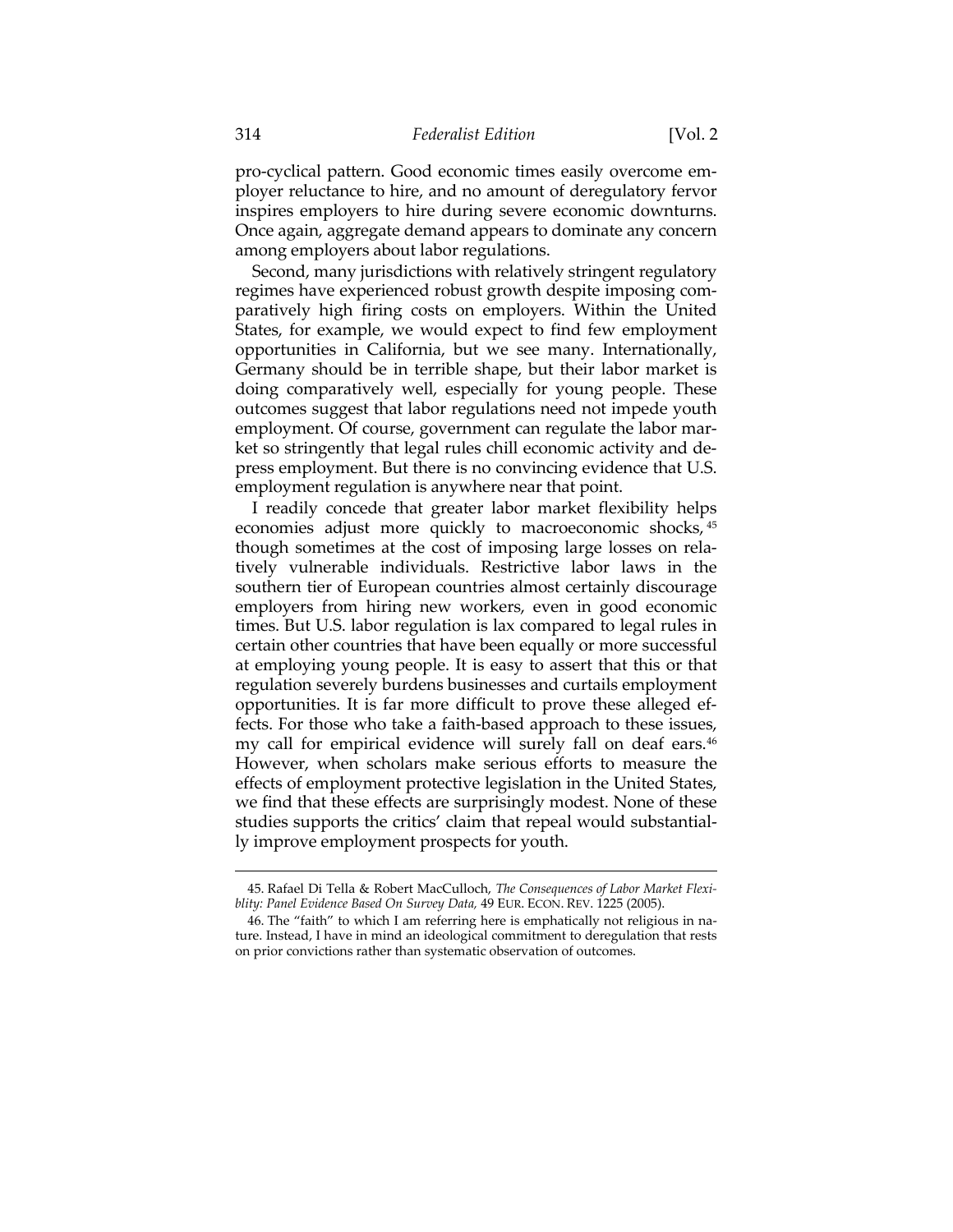pro-cyclical pattern. Good economic times easily overcome employer reluctance to hire, and no amount of deregulatory fervor inspires employers to hire during severe economic downturns. Once again, aggregate demand appears to dominate any concern among employers about labor regulations.

Second, many jurisdictions with relatively stringent regulatory regimes have experienced robust growth despite imposing comparatively high firing costs on employers. Within the United States, for example, we would expect to find few employment opportunities in California, but we see many. Internationally, Germany should be in terrible shape, but their labor market is doing comparatively well, especially for young people. These outcomes suggest that labor regulations need not impede youth employment. Of course, government can regulate the labor market so stringently that legal rules chill economic activity and depress employment. But there is no convincing evidence that U.S. employment regulation is anywhere near that point.

I readily concede that greater labor market flexibility helps economies adjust more quickly to macroeconomic shocks,[45] though sometimes at the cost of imposing large losses on relatively vulnerable individuals. Restrictive labor laws in the southern tier of European countries almost certainly discourage employers from hiring new workers, even in good economic times. But U.S. labor regulation is lax compared to legal rules in certain other countries that have been equally or more successful at employing young people. It is easy to assert that this or that regulation severely burdens businesses and curtails employment opportunities. It is far more difficult to prove these alleged effects. For those who take a faith-based approach to these issues, my call for empirical evidence will surely fall on deaf ears.[46] However, when scholars make serious efforts to measure the effects of employment protective legislation in the United States, we find that these effects are surprisingly modest. None of these studies supports the critics' claim that repeal would substantially improve employment prospects for youth.

---

45. Rafael Di Tella & Robert MacCulloch, *The Consequences of Labor Market Flexiblity: Panel Evidence Based On Survey Data,* 49 EUR. ECON. REV. 1225 (2005).

46. The "faith" to which I am referring here is emphatically not religious in nature. Instead, I have in mind an ideological commitment to deregulation that rests on prior convictions rather than systematic observation of outcomes.